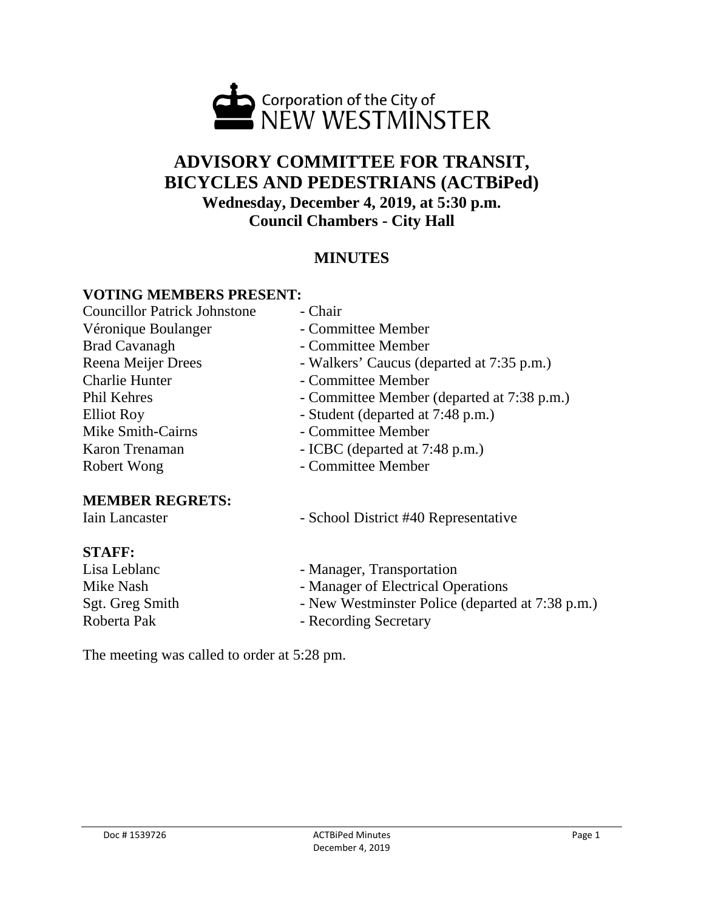Corporation of the City of
NEW WESTMINSTER

# ADVISORY COMMITTEE FOR TRANSIT, BICYCLES AND PEDESTRIANS (ACTBiPed)

**Wednesday, December 4, 2019, at 5:30 p.m.**
**Council Chambers - City Hall**

## MINUTES

**VOTING MEMBERS PRESENT:**

| | |
|---|---|
| Councillor Patrick Johnstone | - Chair |
| Véronique Boulanger | - Committee Member |
| Brad Cavanagh | - Committee Member |
| Reena Meijer Drees | - Walkers' Caucus (departed at 7:35 p.m.) |
| Charlie Hunter | - Committee Member |
| Phil Kehres | - Committee Member (departed at 7:38 p.m.) |
| Elliot Roy | - Student (departed at 7:48 p.m.) |
| Mike Smith-Cairns | - Committee Member |
| Karon Trenaman | - ICBC (departed at 7:48 p.m.) |
| Robert Wong | - Committee Member |

**MEMBER REGRETS:**

| | |
|---|---|
| Iain Lancaster | - School District #40 Representative |

**STAFF:**

| | |
|---|---|
| Lisa Leblanc | - Manager, Transportation |
| Mike Nash | - Manager of Electrical Operations |
| Sgt. Greg Smith | - New Westminster Police (departed at 7:38 p.m.) |
| Roberta Pak | - Recording Secretary |

The meeting was called to order at 5:28 pm.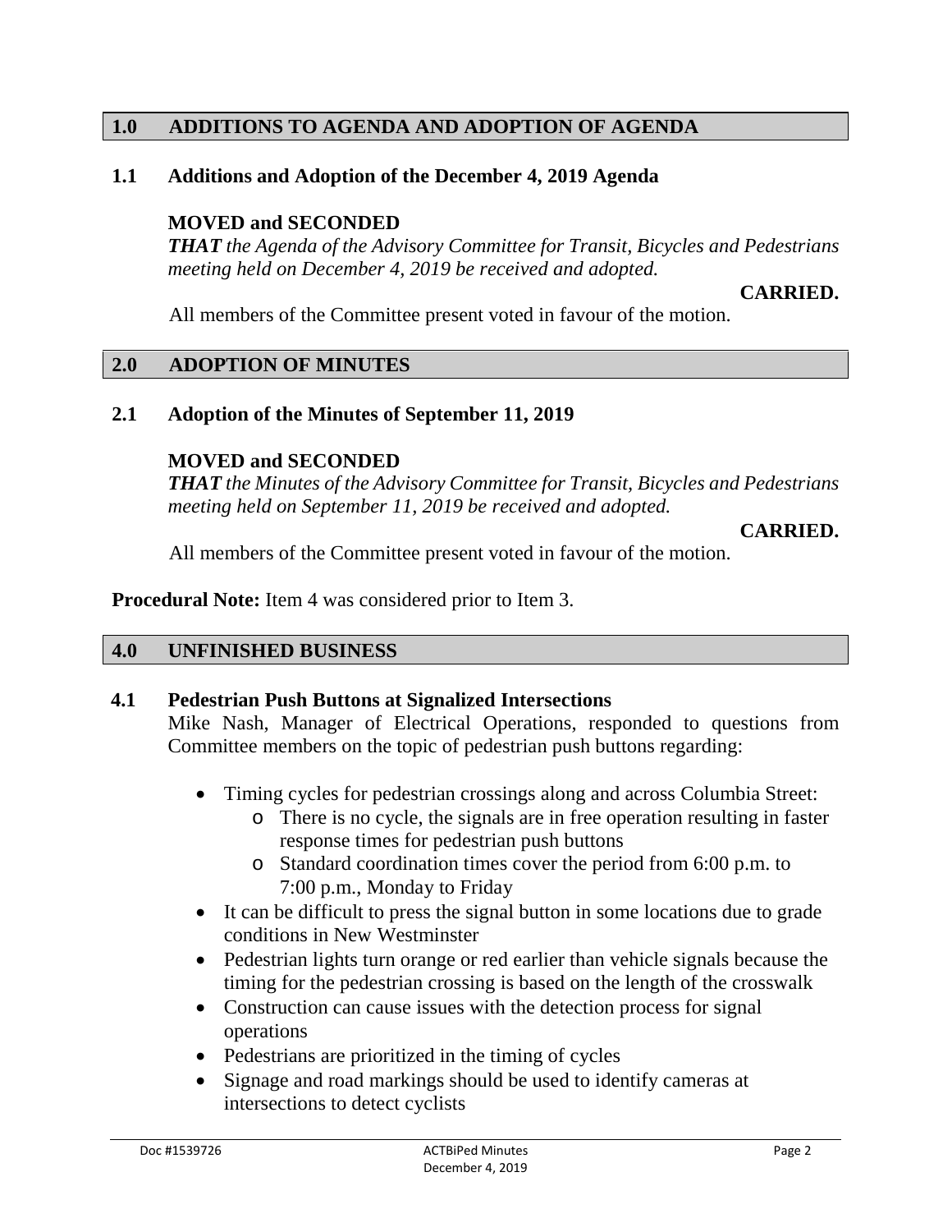## 1.0 ADDITIONS TO AGENDA AND ADOPTION OF AGENDA

### 1.1 Additions and Adoption of the December 4, 2019 Agenda

**MOVED and SECONDED**

***THAT*** *the Agenda of the Advisory Committee for Transit, Bicycles and Pedestrians meeting held on December 4, 2019 be received and adopted.*

**CARRIED.**

All members of the Committee present voted in favour of the motion.

## 2.0 ADOPTION OF MINUTES

### 2.1 Adoption of the Minutes of September 11, 2019

**MOVED and SECONDED**

***THAT*** *the Minutes of the Advisory Committee for Transit, Bicycles and Pedestrians meeting held on September 11, 2019 be received and adopted.*

**CARRIED.**

All members of the Committee present voted in favour of the motion.

**Procedural Note:** Item 4 was considered prior to Item 3.

## 4.0 UNFINISHED BUSINESS

### 4.1 Pedestrian Push Buttons at Signalized Intersections

Mike Nash, Manager of Electrical Operations, responded to questions from Committee members on the topic of pedestrian push buttons regarding:

- Timing cycles for pedestrian crossings along and across Columbia Street:
  - There is no cycle, the signals are in free operation resulting in faster response times for pedestrian push buttons
  - Standard coordination times cover the period from 6:00 p.m. to 7:00 p.m., Monday to Friday
- It can be difficult to press the signal button in some locations due to grade conditions in New Westminster
- Pedestrian lights turn orange or red earlier than vehicle signals because the timing for the pedestrian crossing is based on the length of the crosswalk
- Construction can cause issues with the detection process for signal operations
- Pedestrians are prioritized in the timing of cycles
- Signage and road markings should be used to identify cameras at intersections to detect cyclists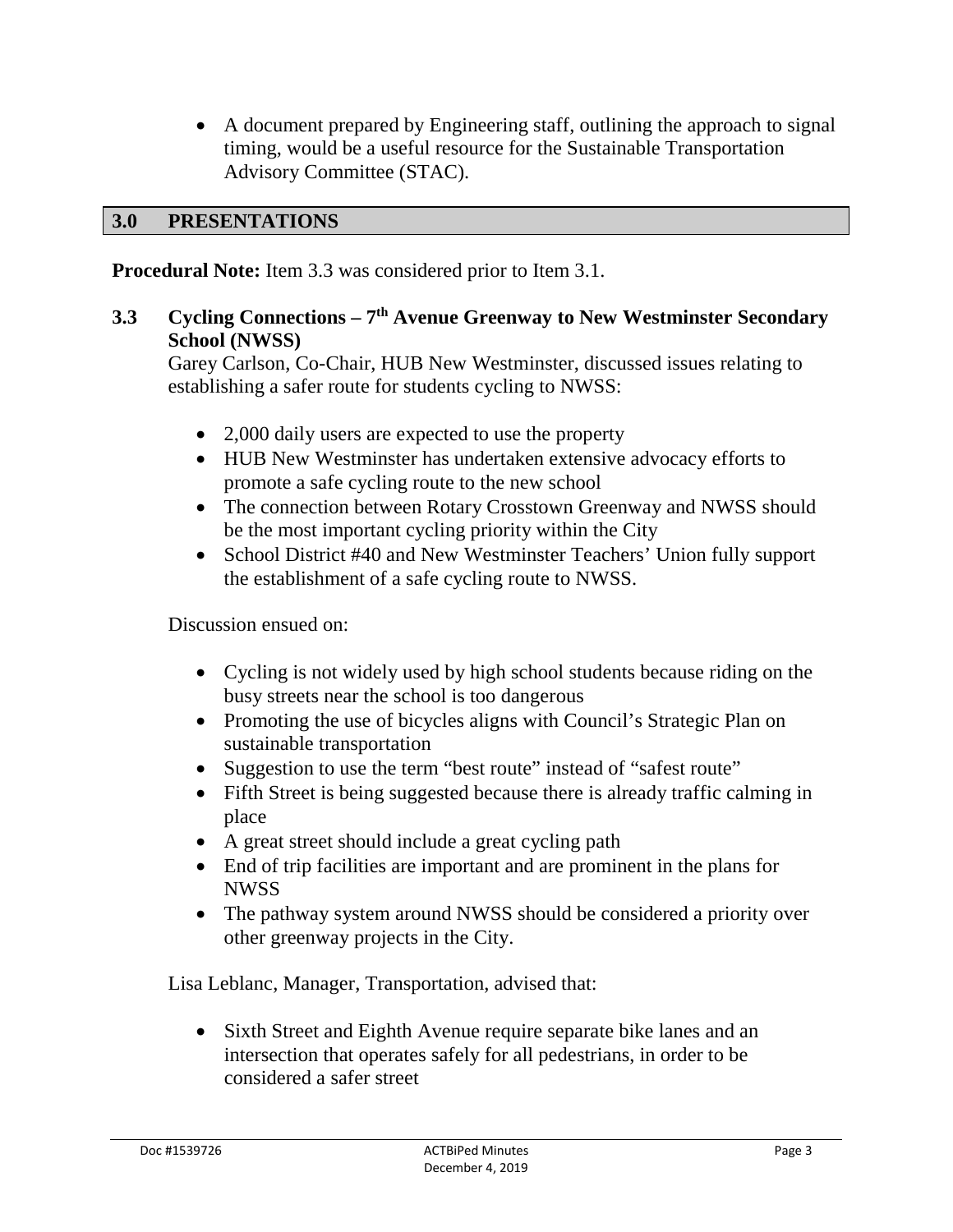- A document prepared by Engineering staff, outlining the approach to signal timing, would be a useful resource for the Sustainable Transportation Advisory Committee (STAC).

## 3.0 PRESENTATIONS

**Procedural Note:** Item 3.3 was considered prior to Item 3.1.

### 3.3 Cycling Connections – 7th Avenue Greenway to New Westminster Secondary School (NWSS)

Garey Carlson, Co-Chair, HUB New Westminster, discussed issues relating to establishing a safer route for students cycling to NWSS:

- 2,000 daily users are expected to use the property
- HUB New Westminster has undertaken extensive advocacy efforts to promote a safe cycling route to the new school
- The connection between Rotary Crosstown Greenway and NWSS should be the most important cycling priority within the City
- School District #40 and New Westminster Teachers' Union fully support the establishment of a safe cycling route to NWSS.

Discussion ensued on:

- Cycling is not widely used by high school students because riding on the busy streets near the school is too dangerous
- Promoting the use of bicycles aligns with Council's Strategic Plan on sustainable transportation
- Suggestion to use the term "best route" instead of "safest route"
- Fifth Street is being suggested because there is already traffic calming in place
- A great street should include a great cycling path
- End of trip facilities are important and are prominent in the plans for NWSS
- The pathway system around NWSS should be considered a priority over other greenway projects in the City.

Lisa Leblanc, Manager, Transportation, advised that:

- Sixth Street and Eighth Avenue require separate bike lanes and an intersection that operates safely for all pedestrians, in order to be considered a safer street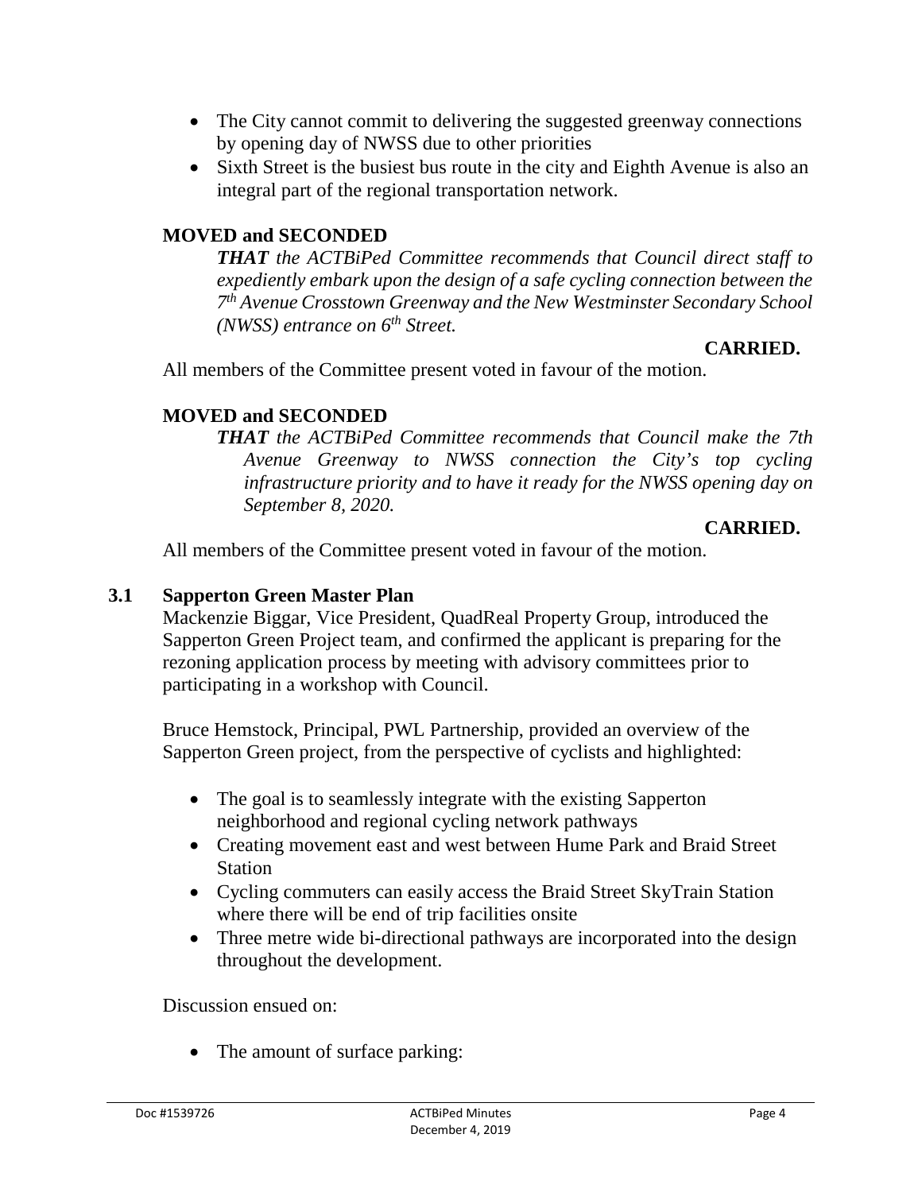- The City cannot commit to delivering the suggested greenway connections by opening day of NWSS due to other priorities
- Sixth Street is the busiest bus route in the city and Eighth Avenue is also an integral part of the regional transportation network.

**MOVED and SECONDED**

***THAT*** *the ACTBiPed Committee recommends that Council direct staff to expediently embark upon the design of a safe cycling connection between the 7th Avenue Crosstown Greenway and the New Westminster Secondary School (NWSS) entrance on 6th Street.*

**CARRIED.**

All members of the Committee present voted in favour of the motion.

**MOVED and SECONDED**

***THAT*** *the ACTBiPed Committee recommends that Council make the 7th Avenue Greenway to NWSS connection the City's top cycling infrastructure priority and to have it ready for the NWSS opening day on September 8, 2020.*

**CARRIED.**

All members of the Committee present voted in favour of the motion.

### 3.1 Sapperton Green Master Plan

Mackenzie Biggar, Vice President, QuadReal Property Group, introduced the Sapperton Green Project team, and confirmed the applicant is preparing for the rezoning application process by meeting with advisory committees prior to participating in a workshop with Council.

Bruce Hemstock, Principal, PWL Partnership, provided an overview of the Sapperton Green project, from the perspective of cyclists and highlighted:

- The goal is to seamlessly integrate with the existing Sapperton neighborhood and regional cycling network pathways
- Creating movement east and west between Hume Park and Braid Street Station
- Cycling commuters can easily access the Braid Street SkyTrain Station where there will be end of trip facilities onsite
- Three metre wide bi-directional pathways are incorporated into the design throughout the development.

Discussion ensued on:

- The amount of surface parking: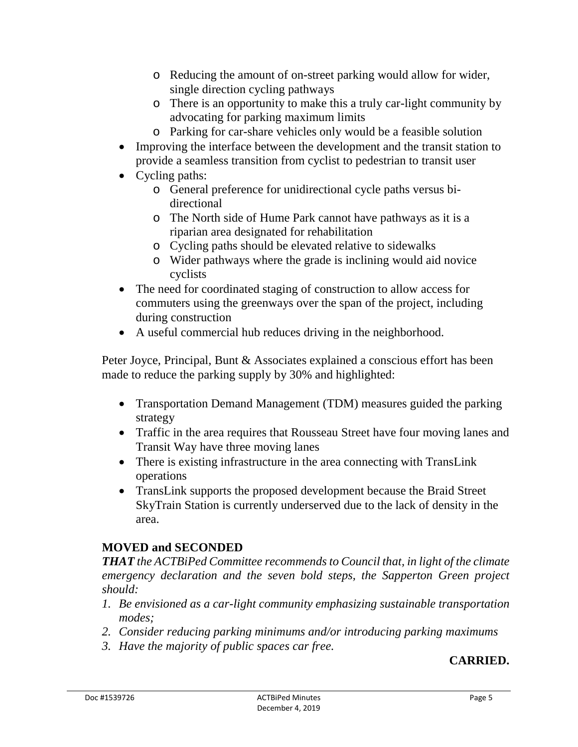- Reducing the amount of on-street parking would allow for wider, single direction cycling pathways
  - There is an opportunity to make this a truly car-light community by advocating for parking maximum limits
  - Parking for car-share vehicles only would be a feasible solution
- Improving the interface between the development and the transit station to provide a seamless transition from cyclist to pedestrian to transit user
- Cycling paths:
  - General preference for unidirectional cycle paths versus bi-directional
  - The North side of Hume Park cannot have pathways as it is a riparian area designated for rehabilitation
  - Cycling paths should be elevated relative to sidewalks
  - Wider pathways where the grade is inclining would aid novice cyclists
- The need for coordinated staging of construction to allow access for commuters using the greenways over the span of the project, including during construction
- A useful commercial hub reduces driving in the neighborhood.

Peter Joyce, Principal, Bunt & Associates explained a conscious effort has been made to reduce the parking supply by 30% and highlighted:

- Transportation Demand Management (TDM) measures guided the parking strategy
- Traffic in the area requires that Rousseau Street have four moving lanes and Transit Way have three moving lanes
- There is existing infrastructure in the area connecting with TransLink operations
- TransLink supports the proposed development because the Braid Street SkyTrain Station is currently underserved due to the lack of density in the area.

**MOVED and SECONDED**

***THAT** the ACTBiPed Committee recommends to Council that, in light of the climate emergency declaration and the seven bold steps, the Sapperton Green project should:*

1. *Be envisioned as a car-light community emphasizing sustainable transportation modes;*
2. *Consider reducing parking minimums and/or introducing parking maximums*
3. *Have the majority of public spaces car free.*

**CARRIED.**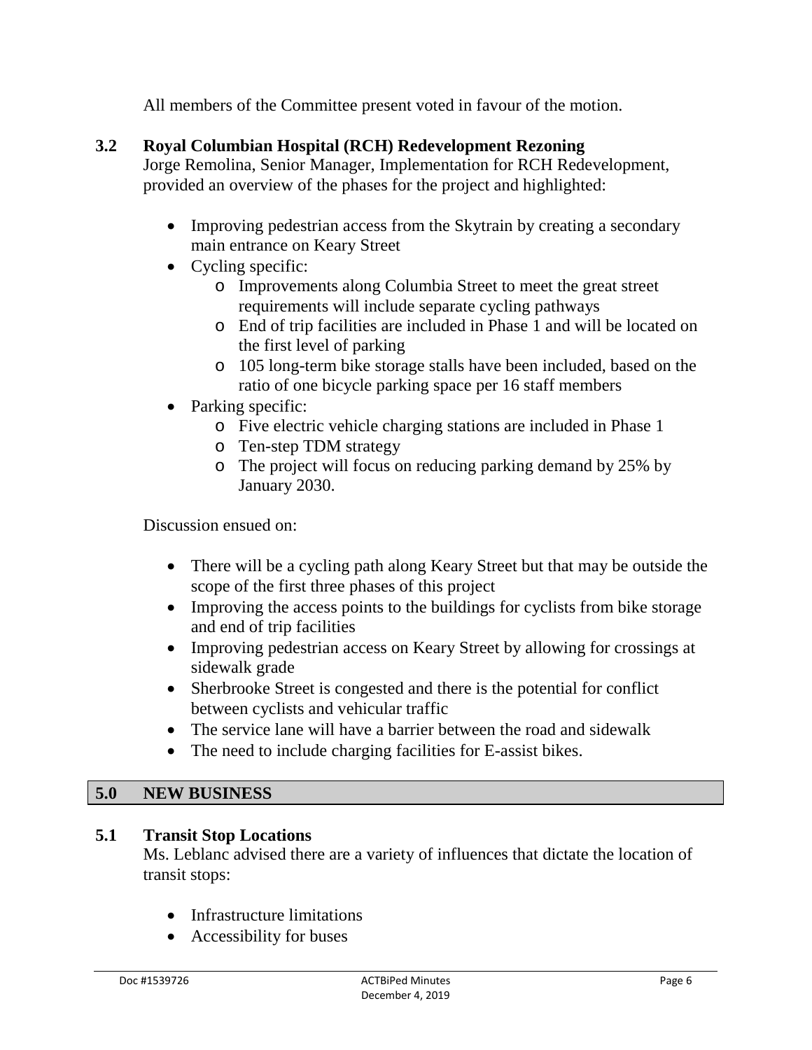All members of the Committee present voted in favour of the motion.

### 3.2 Royal Columbian Hospital (RCH) Redevelopment Rezoning

Jorge Remolina, Senior Manager, Implementation for RCH Redevelopment, provided an overview of the phases for the project and highlighted:

- Improving pedestrian access from the Skytrain by creating a secondary main entrance on Keary Street
- Cycling specific:
    - Improvements along Columbia Street to meet the great street requirements will include separate cycling pathways
    - End of trip facilities are included in Phase 1 and will be located on the first level of parking
    - 105 long-term bike storage stalls have been included, based on the ratio of one bicycle parking space per 16 staff members
- Parking specific:
    - Five electric vehicle charging stations are included in Phase 1
    - Ten-step TDM strategy
    - The project will focus on reducing parking demand by 25% by January 2030.

Discussion ensued on:

- There will be a cycling path along Keary Street but that may be outside the scope of the first three phases of this project
- Improving the access points to the buildings for cyclists from bike storage and end of trip facilities
- Improving pedestrian access on Keary Street by allowing for crossings at sidewalk grade
- Sherbrooke Street is congested and there is the potential for conflict between cyclists and vehicular traffic
- The service lane will have a barrier between the road and sidewalk
- The need to include charging facilities for E-assist bikes.

## 5.0 NEW BUSINESS

### 5.1 Transit Stop Locations

Ms. Leblanc advised there are a variety of influences that dictate the location of transit stops:

- Infrastructure limitations
- Accessibility for buses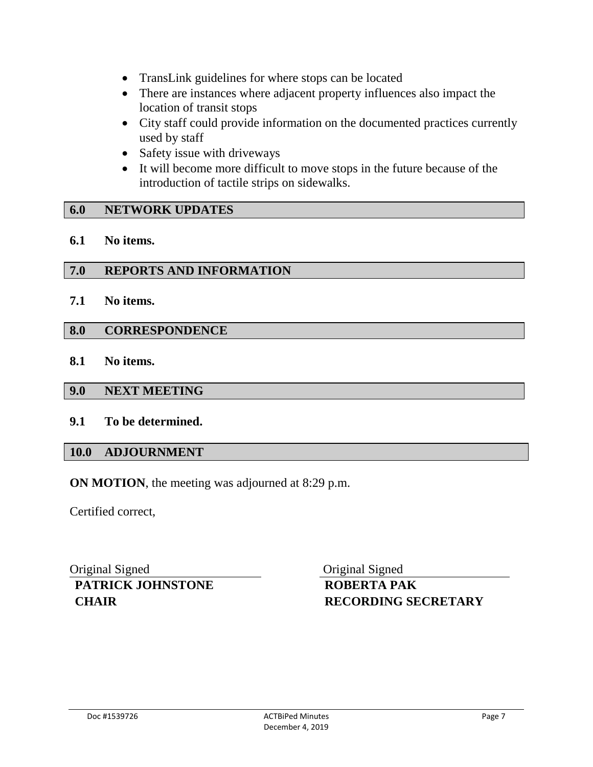- TransLink guidelines for where stops can be located
- There are instances where adjacent property influences also impact the location of transit stops
- City staff could provide information on the documented practices currently used by staff
- Safety issue with driveways
- It will become more difficult to move stops in the future because of the introduction of tactile strips on sidewalks.

## 6.0 NETWORK UPDATES

**6.1 No items.**

## 7.0 REPORTS AND INFORMATION

**7.1 No items.**

## 8.0 CORRESPONDENCE

**8.1 No items.**

## 9.0 NEXT MEETING

**9.1 To be determined.**

## 10.0 ADJOURNMENT

**ON MOTION**, the meeting was adjourned at 8:29 p.m.

Certified correct,

Original Signed
**PATRICK JOHNSTONE**
**CHAIR**

Original Signed
**ROBERTA PAK**
**RECORDING SECRETARY**